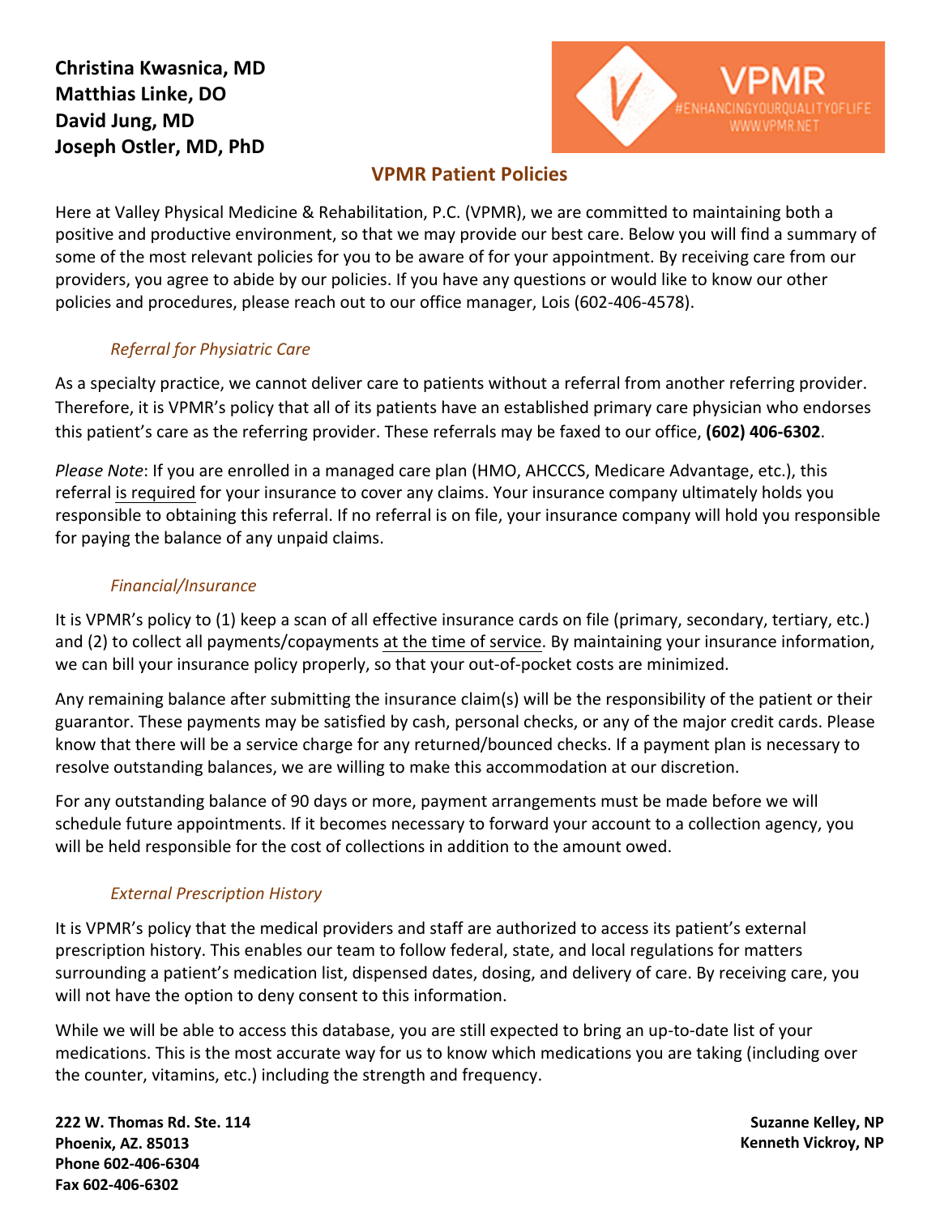**Christina Kwasnica, MD**
**Matthias Linke, DO**
**David Jung, MD**
**Joseph Ostler, MD, PhD**

VPMR
#ENHANCINGYOURQUALITYOFLIFE
WWW.VPMR.NET

## VPMR Patient Policies

Here at Valley Physical Medicine & Rehabilitation, P.C. (VPMR), we are committed to maintaining both a positive and productive environment, so that we may provide our best care. Below you will find a summary of some of the most relevant policies for you to be aware of for your appointment. By receiving care from our providers, you agree to abide by our policies. If you have any questions or would like to know our other policies and procedures, please reach out to our office manager, Lois (602-406-4578).

### *Referral for Physiatric Care*

As a specialty practice, we cannot deliver care to patients without a referral from another referring provider. Therefore, it is VPMR's policy that all of its patients have an established primary care physician who endorses this patient's care as the referring provider. These referrals may be faxed to our office, **(602) 406-6302**.

*Please Note*: If you are enrolled in a managed care plan (HMO, AHCCCS, Medicare Advantage, etc.), this referral is required for your insurance to cover any claims. Your insurance company ultimately holds you responsible to obtaining this referral. If no referral is on file, your insurance company will hold you responsible for paying the balance of any unpaid claims.

### *Financial/Insurance*

It is VPMR's policy to (1) keep a scan of all effective insurance cards on file (primary, secondary, tertiary, etc.) and (2) to collect all payments/copayments at the time of service. By maintaining your insurance information, we can bill your insurance policy properly, so that your out-of-pocket costs are minimized.

Any remaining balance after submitting the insurance claim(s) will be the responsibility of the patient or their guarantor. These payments may be satisfied by cash, personal checks, or any of the major credit cards. Please know that there will be a service charge for any returned/bounced checks. If a payment plan is necessary to resolve outstanding balances, we are willing to make this accommodation at our discretion.

For any outstanding balance of 90 days or more, payment arrangements must be made before we will schedule future appointments. If it becomes necessary to forward your account to a collection agency, you will be held responsible for the cost of collections in addition to the amount owed.

### *External Prescription History*

It is VPMR's policy that the medical providers and staff are authorized to access its patient's external prescription history. This enables our team to follow federal, state, and local regulations for matters surrounding a patient's medication list, dispensed dates, dosing, and delivery of care. By receiving care, you will not have the option to deny consent to this information.

While we will be able to access this database, you are still expected to bring an up-to-date list of your medications. This is the most accurate way for us to know which medications you are taking (including over the counter, vitamins, etc.) including the strength and frequency.

**222 W. Thomas Rd. Ste. 114**
**Phoenix, AZ. 85013**
**Phone 602-406-6304**
**Fax 602-406-6302**

**Suzanne Kelley, NP**
**Kenneth Vickroy, NP**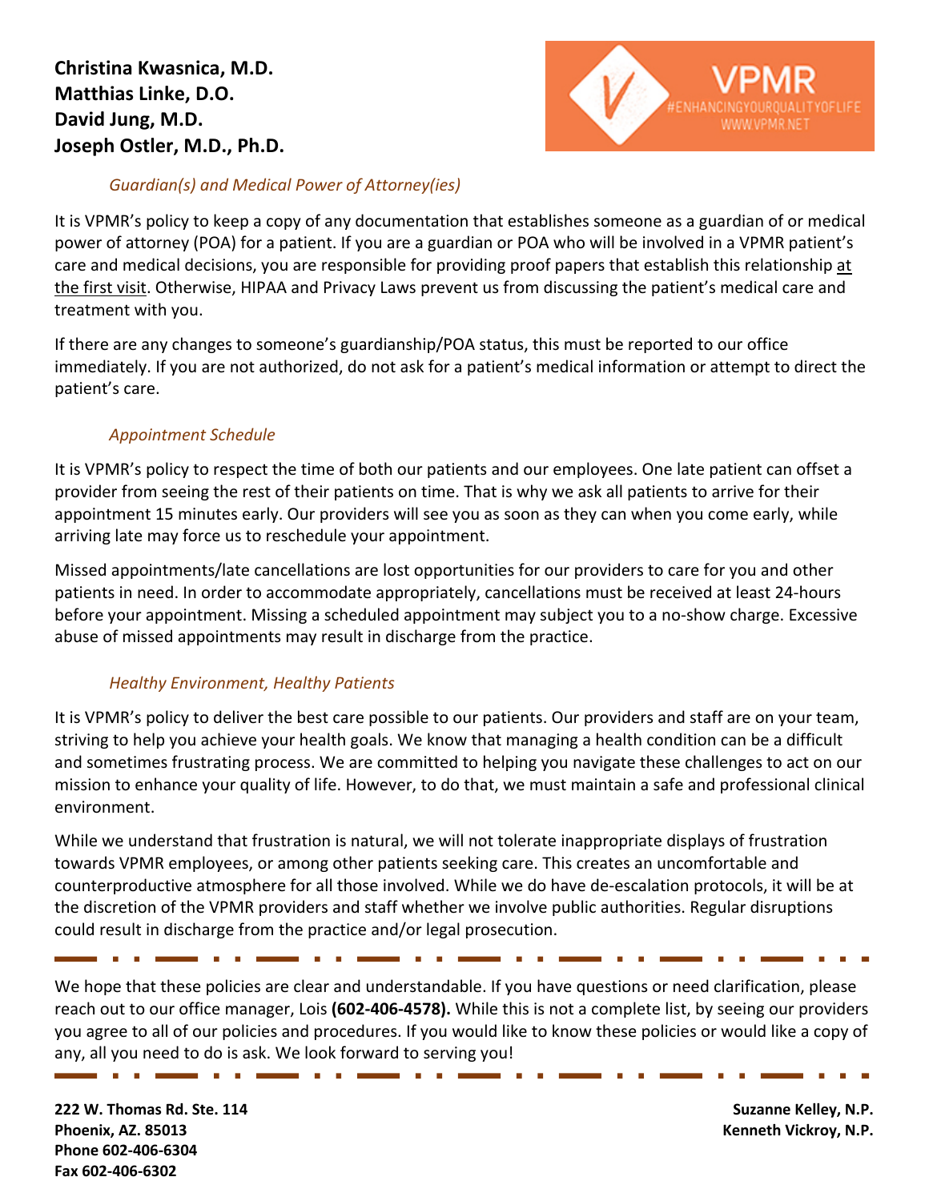**Christina Kwasnica, M.D.**
**Matthias Linke, D.O.**
**David Jung, M.D.**
**Joseph Ostler, M.D., Ph.D.**

VPMR
#ENHANCINGYOURQUALITYOFLIFE
WWW.VPMR.NET

### *Guardian(s) and Medical Power of Attorney(ies)*

It is VPMR's policy to keep a copy of any documentation that establishes someone as a guardian of or medical power of attorney (POA) for a patient. If you are a guardian or POA who will be involved in a VPMR patient's care and medical decisions, you are responsible for providing proof papers that establish this relationship <u>at the first visit</u>. Otherwise, HIPAA and Privacy Laws prevent us from discussing the patient's medical care and treatment with you.

If there are any changes to someone's guardianship/POA status, this must be reported to our office immediately. If you are not authorized, do not ask for a patient's medical information or attempt to direct the patient's care.

### *Appointment Schedule*

It is VPMR's policy to respect the time of both our patients and our employees. One late patient can offset a provider from seeing the rest of their patients on time. That is why we ask all patients to arrive for their appointment 15 minutes early. Our providers will see you as soon as they can when you come early, while arriving late may force us to reschedule your appointment.

Missed appointments/late cancellations are lost opportunities for our providers to care for you and other patients in need. In order to accommodate appropriately, cancellations must be received at least 24-hours before your appointment. Missing a scheduled appointment may subject you to a no-show charge. Excessive abuse of missed appointments may result in discharge from the practice.

### *Healthy Environment, Healthy Patients*

It is VPMR's policy to deliver the best care possible to our patients. Our providers and staff are on your team, striving to help you achieve your health goals. We know that managing a health condition can be a difficult and sometimes frustrating process. We are committed to helping you navigate these challenges to act on our mission to enhance your quality of life. However, to do that, we must maintain a safe and professional clinical environment.

While we understand that frustration is natural, we will not tolerate inappropriate displays of frustration towards VPMR employees, or among other patients seeking care. This creates an uncomfortable and counterproductive atmosphere for all those involved. While we do have de-escalation protocols, it will be at the discretion of the VPMR providers and staff whether we involve public authorities. Regular disruptions could result in discharge from the practice and/or legal prosecution.

---

We hope that these policies are clear and understandable. If you have questions or need clarification, please reach out to our office manager, Lois **(602-406-4578).** While this is not a complete list, by seeing our providers you agree to all of our policies and procedures. If you would like to know these policies or would like a copy of any, all you need to do is ask. We look forward to serving you!

---

**222 W. Thomas Rd. Ste. 114**
**Phoenix, AZ. 85013**
**Phone 602-406-6304**
**Fax 602-406-6302**

**Suzanne Kelley, N.P.**
**Kenneth Vickroy, N.P.**